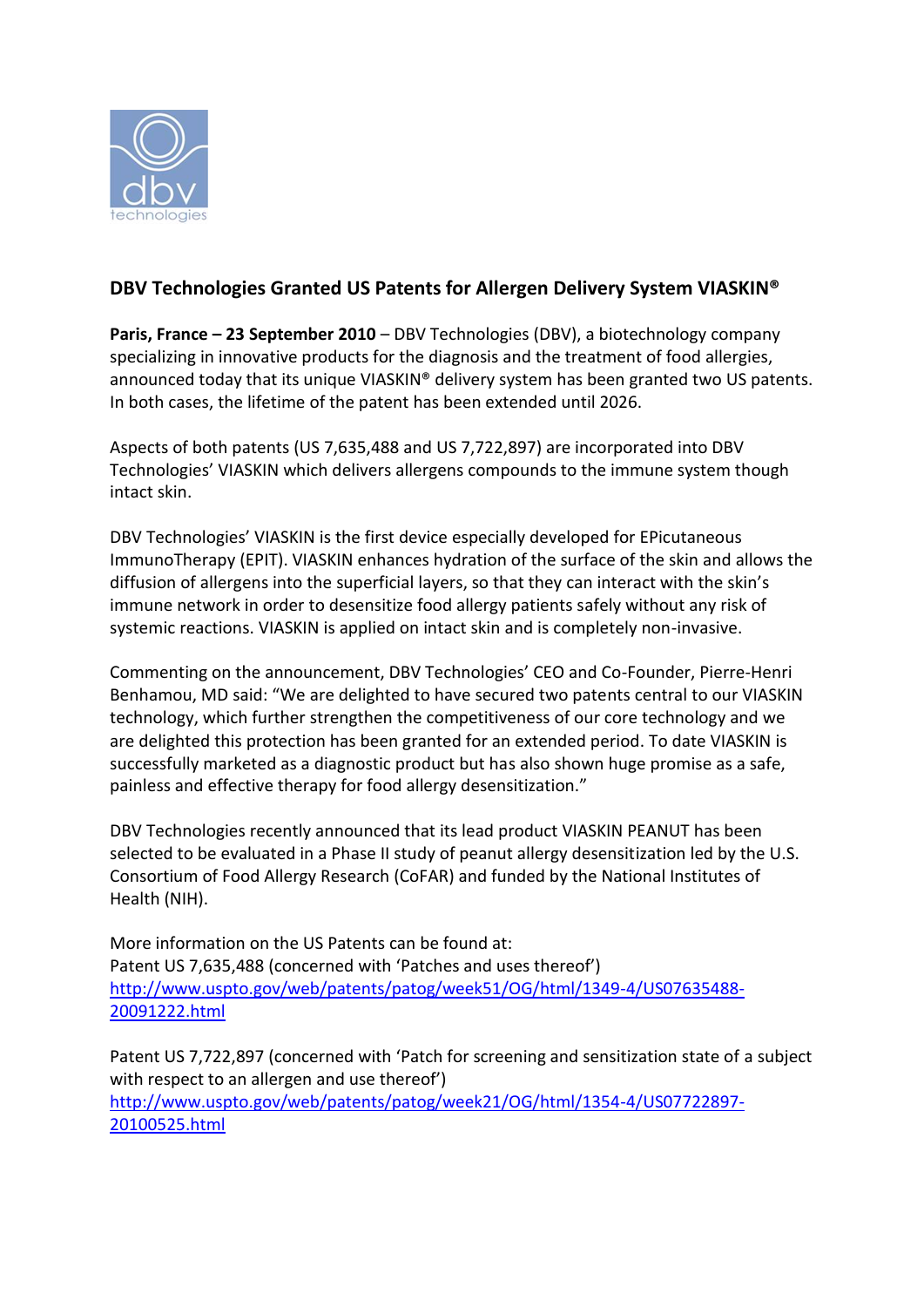dbv technologies

## DBV Technologies Granted US Patents for Allergen Delivery System VIASKIN®

**Paris, France – 23 September 2010** – DBV Technologies (DBV), a biotechnology company specializing in innovative products for the diagnosis and the treatment of food allergies, announced today that its unique VIASKIN® delivery system has been granted two US patents. In both cases, the lifetime of the patent has been extended until 2026.

Aspects of both patents (US 7,635,488 and US 7,722,897) are incorporated into DBV Technologies' VIASKIN which delivers allergens compounds to the immune system though intact skin.

DBV Technologies' VIASKIN is the first device especially developed for EPicutaneous ImmunoTherapy (EPIT). VIASKIN enhances hydration of the surface of the skin and allows the diffusion of allergens into the superficial layers, so that they can interact with the skin's immune network in order to desensitize food allergy patients safely without any risk of systemic reactions. VIASKIN is applied on intact skin and is completely non-invasive.

Commenting on the announcement, DBV Technologies' CEO and Co-Founder, Pierre-Henri Benhamou, MD said: "We are delighted to have secured two patents central to our VIASKIN technology, which further strengthen the competitiveness of our core technology and we are delighted this protection has been granted for an extended period. To date VIASKIN is successfully marketed as a diagnostic product but has also shown huge promise as a safe, painless and effective therapy for food allergy desensitization."

DBV Technologies recently announced that its lead product VIASKIN PEANUT has been selected to be evaluated in a Phase II study of peanut allergy desensitization led by the U.S. Consortium of Food Allergy Research (CoFAR) and funded by the National Institutes of Health (NIH).

More information on the US Patents can be found at:
Patent US 7,635,488 (concerned with 'Patches and uses thereof')
[http://www.uspto.gov/web/patents/patog/week51/OG/html/1349-4/US07635488-20091222.html](http://www.uspto.gov/web/patents/patog/week51/OG/html/1349-4/US07635488-20091222.html)

Patent US 7,722,897 (concerned with 'Patch for screening and sensitization state of a subject with respect to an allergen and use thereof')
[http://www.uspto.gov/web/patents/patog/week21/OG/html/1354-4/US07722897-20100525.html](http://www.uspto.gov/web/patents/patog/week21/OG/html/1354-4/US07722897-20100525.html)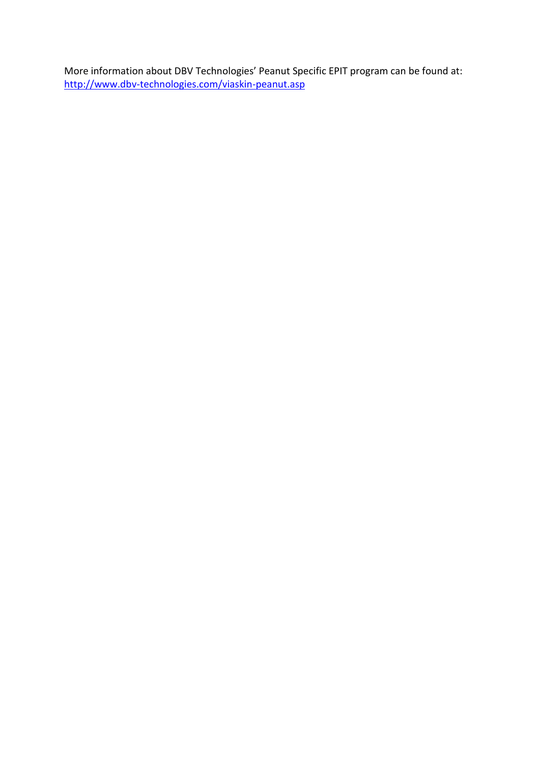More information about DBV Technologies' Peanut Specific EPIT program can be found at:
http://www.dbv-technologies.com/viaskin-peanut.asp